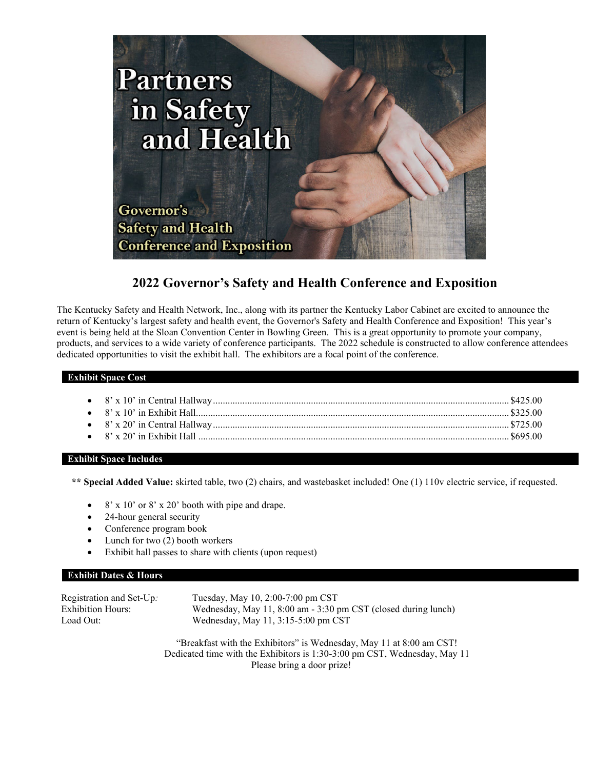Partners in Safety and Health

Governor's Safety and Health Conference and Exposition

# 2022 Governor's Safety and Health Conference and Exposition

The Kentucky Safety and Health Network, Inc., along with its partner the Kentucky Labor Cabinet are excited to announce the return of Kentucky's largest safety and health event, the Governor's Safety and Health Conference and Exposition! This year's event is being held at the Sloan Convention Center in Bowling Green. This is a great opportunity to promote your company, products, and services to a wide variety of conference participants. The 2022 schedule is constructed to allow conference attendees dedicated opportunities to visit the exhibit hall. The exhibitors are a focal point of the conference.

## Exhibit Space Cost

- 8' x 10' in Central Hallway........................................................ $425.00
- 8' x 10' in Exhibit Hall................................................................ $325.00
- 8' x 20' in Central Hallway........................................................ $725.00
- 8' x 20' in Exhibit Hall ............................................................... $695.00

## Exhibit Space Includes

**** Special Added Value:** skirted table, two (2) chairs, and wastebasket included! One (1) 110v electric service, if requested.

- 8' x 10' or 8' x 20' booth with pipe and drape.
- 24-hour general security
- Conference program book
- Lunch for two (2) booth workers
- Exhibit hall passes to share with clients (upon request)

## Exhibit Dates & Hours

| | |
|---|---|
| Registration and Set-Up: | Tuesday, May 10, 2:00-7:00 pm CST |
| Exhibition Hours: | Wednesday, May 11, 8:00 am - 3:30 pm CST (closed during lunch) |
| Load Out: | Wednesday, May 11, 3:15-5:00 pm CST |

"Breakfast with the Exhibitors" is Wednesday, May 11 at 8:00 am CST!
Dedicated time with the Exhibitors is 1:30-3:00 pm CST, Wednesday, May 11
Please bring a door prize!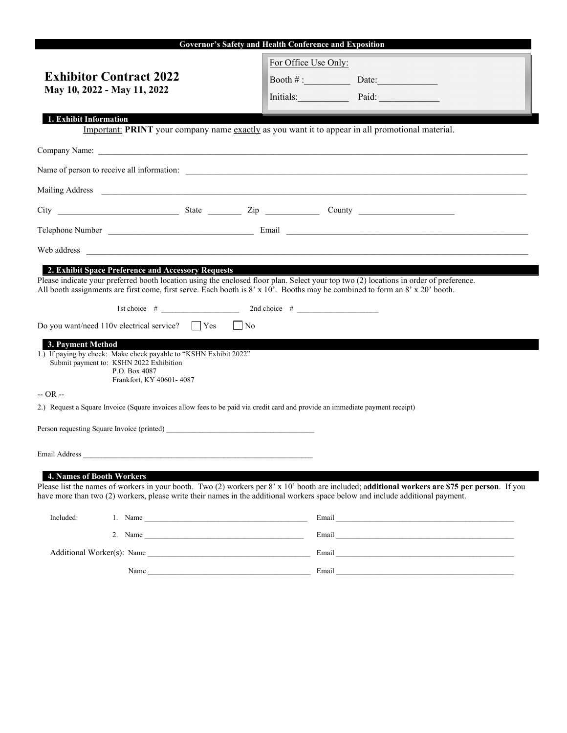**Governor's Safety and Health Conference and Exposition**

# Exhibitor Contract 2022

**May 10, 2022 - May 11, 2022**

For Office Use Only:

Booth # :__________ Date:_____________

Initials:___________ Paid: _____________

## 1. Exhibit Information

Important: **PRINT** your company name exactly as you want it to appear in all promotional material.

Company Name: ____________________________________________

Name of person to receive all information: ____________________________________________

Mailing Address ____________________________________________

City ____________________ State ________ Zip ____________ County ______________________

Telephone Number ________________________ Email ____________________________________________

Web address ____________________________________________

## 2. Exhibit Space Preference and Accessory Requests

Please indicate your preferred booth location using the enclosed floor plan. Select your top two (2) locations in order of preference. All booth assignments are first come, first serve. Each booth is 8' x 10'. Booths may be combined to form an 8' x 20' booth.

1st choice # ____________________ 2nd choice # _____________________

Do you want/need 110v electrical service? ☐ Yes ☐ No

## 3. Payment Method

1.) If paying by check: Make check payable to "KSHN Exhibit 2022"
Submit payment to: KSHN 2022 Exhibition
P.O. Box 4087
Frankfort, KY 40601- 4087

-- OR --

2.) Request a Square Invoice (Square invoices allow fees to be paid via credit card and provide an immediate payment receipt)

Person requesting Square Invoice (printed) ________________________________________

Email Address ________________________________________________________________

## 4. Names of Booth Workers

Please list the names of workers in your booth. Two (2) workers per 8' x 10' booth are included; a**dditional workers are $75 per person**. If you have more than two (2) workers, please write their names in the additional workers space below and include additional payment.

Included: 1. Name ____________________________________ Email ____________________________________

2. Name ____________________________________ Email ____________________________________

Additional Worker(s): Name ____________________________________ Email ____________________________________

Name ____________________________________ Email ____________________________________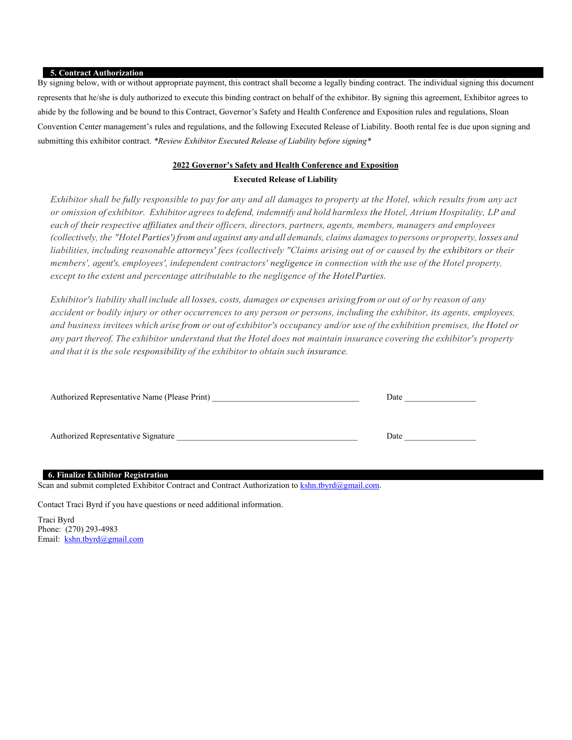## 5. Contract Authorization

By signing below, with or without appropriate payment, this contract shall become a legally binding contract. The individual signing this document represents that he/she is duly authorized to execute this binding contract on behalf of the exhibitor. By signing this agreement, Exhibitor agrees to abide by the following and be bound to this Contract, Governor's Safety and Health Conference and Exposition rules and regulations, Sloan Convention Center management's rules and regulations, and the following Executed Release of Liability. Booth rental fee is due upon signing and submitting this exhibitor contract. *\*Review Exhibitor Executed Release of Liability before signing\**

**2022 Governor's Safety and Health Conference and Exposition**

**Executed Release of Liability**

*Exhibitor shall be fully responsible to pay for any and all damages to property at the Hotel, which results from any act or omission of exhibitor. Exhibitor agrees to defend, indemnify and hold harmless the Hotel, Atrium Hospitality, LP and each of their respective affiliates and their officers, directors, partners, agents, members, managers and employees (collectively, the "Hotel Parties') from and against any and all demands, claims damages to persons or property, losses and liabilities, including reasonable attorneys' fees (collectively "Claims arising out of or caused by the exhibitors or their members', agent's, employees', independent contractors' negligence in connection with the use of the Hotel property, except to the extent and percentage attributable to the negligence of the Hotel Parties.*

*Exhibitor's liability shall include all losses, costs, damages or expenses arising from or out of or by reason of any accident or bodily injury or other occurrences to any person or persons, including the exhibitor, its agents, employees, and business invitees which arise from or out of exhibitor's occupancy and/or use of the exhibition premises, the Hotel or any part thereof. The exhibitor understand that the Hotel does not maintain insurance covering the exhibitor's property and that it is the sole responsibility of the exhibitor to obtain such insurance.*

Authorized Representative Name (Please Print) ___________________________________ Date _________________

Authorized Representative Signature ___________________________________________ Date _________________

## 6. Finalize Exhibitor Registration

Scan and submit completed Exhibitor Contract and Contract Authorization to kshn.tbyrd@gmail.com.

Contact Traci Byrd if you have questions or need additional information.

Traci Byrd
Phone: (270) 293-4983
Email: kshn.tbyrd@gmail.com